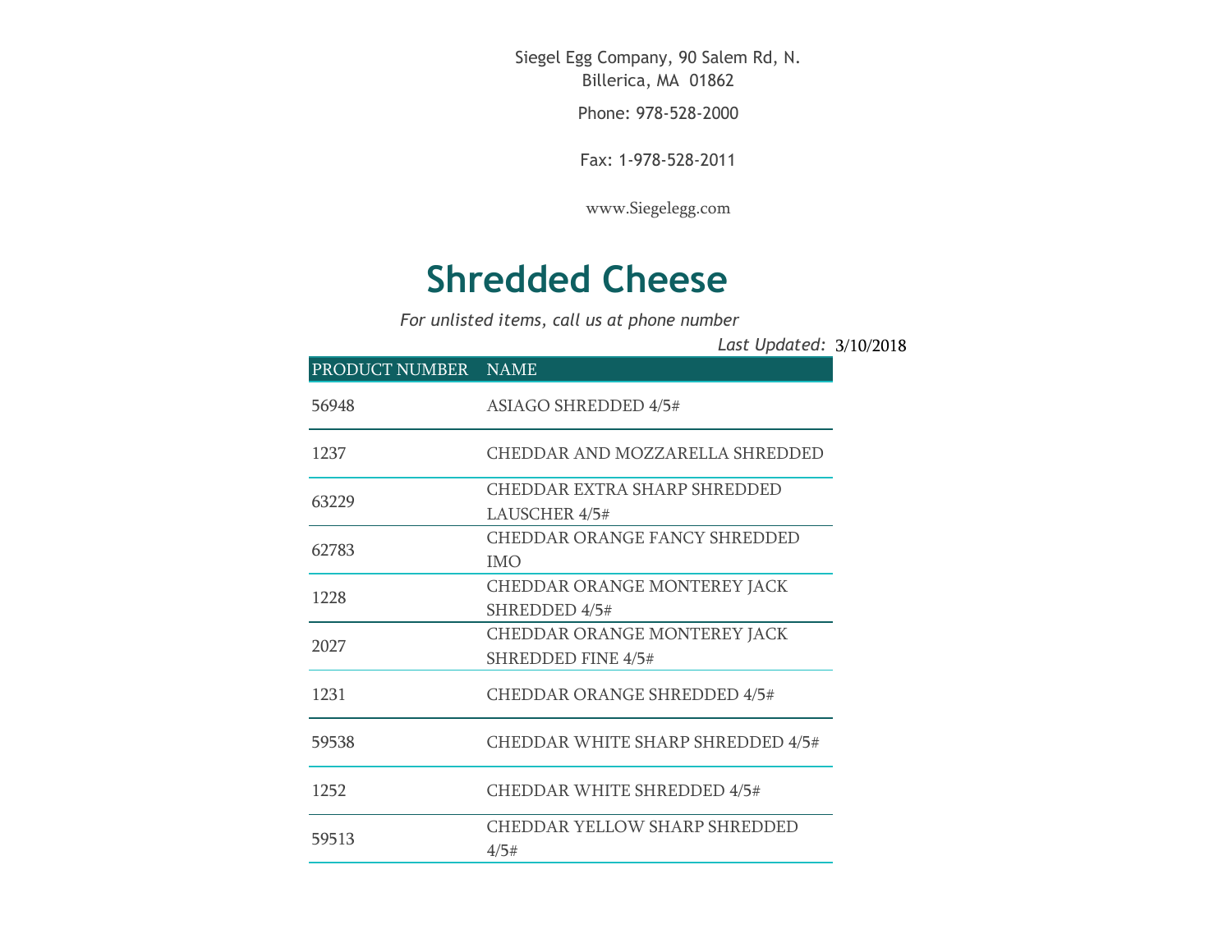Siegel Egg Company, 90 Salem Rd, N. Billerica, MA 01862

Phone: 978-528-2000

Fax: 1-978-528-2011

www.Siegelegg.com

# Shredded Cheese

*For unlisted items, call us at phone number*

*Last Updated:* 3/10/2018

| PRODUCT NUMBER | NAME |
|---|---|
| 56948 | ASIAGO SHREDDED 4/5# |
| 1237 | CHEDDAR AND MOZZARELLA SHREDDED |
| 63229 | CHEDDAR EXTRA SHARP SHREDDED LAUSCHER 4/5# |
| 62783 | CHEDDAR ORANGE FANCY SHREDDED IMO |
| 1228 | CHEDDAR ORANGE MONTEREY JACK SHREDDED 4/5# |
| 2027 | CHEDDAR ORANGE MONTEREY JACK SHREDDED FINE 4/5# |
| 1231 | CHEDDAR ORANGE SHREDDED 4/5# |
| 59538 | CHEDDAR WHITE SHARP SHREDDED 4/5# |
| 1252 | CHEDDAR WHITE SHREDDED 4/5# |
| 59513 | CHEDDAR YELLOW SHARP SHREDDED 4/5# |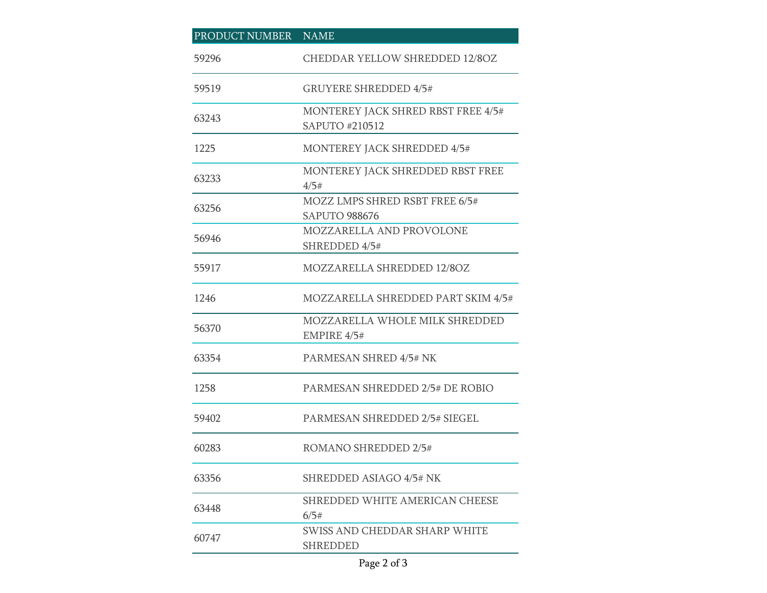| PRODUCT NUMBER | NAME |
|---|---|
| 59296 | CHEDDAR YELLOW SHREDDED 12/8OZ |
| 59519 | GRUYERE SHREDDED 4/5# |
| 63243 | MONTEREY JACK SHRED RBST FREE 4/5# SAPUTO #210512 |
| 1225 | MONTEREY JACK SHREDDED 4/5# |
| 63233 | MONTEREY JACK SHREDDED RBST FREE 4/5# |
| 63256 | MOZZ LMPS SHRED RSBT FREE 6/5# SAPUTO 988676 |
| 56946 | MOZZARELLA AND PROVOLONE SHREDDED 4/5# |
| 55917 | MOZZARELLA SHREDDED 12/8OZ |
| 1246 | MOZZARELLA SHREDDED PART SKIM 4/5# |
| 56370 | MOZZARELLA WHOLE MILK SHREDDED EMPIRE 4/5# |
| 63354 | PARMESAN SHRED 4/5# NK |
| 1258 | PARMESAN SHREDDED 2/5# DE ROBIO |
| 59402 | PARMESAN SHREDDED 2/5# SIEGEL |
| 60283 | ROMANO SHREDDED 2/5# |
| 63356 | SHREDDED ASIAGO 4/5# NK |
| 63448 | SHREDDED WHITE AMERICAN CHEESE 6/5# |
| 60747 | SWISS AND CHEDDAR SHARP WHITE SHREDDED |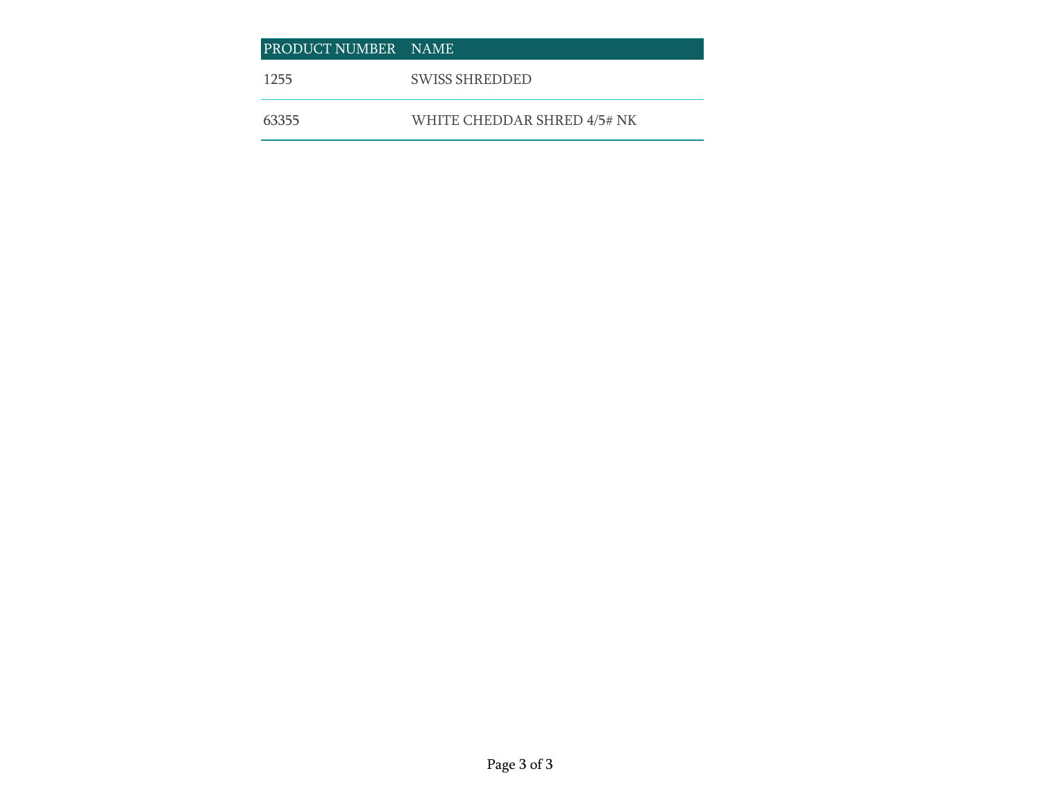| PRODUCT NUMBER | NAME |
| --- | --- |
| 1255 | SWISS SHREDDED |
| 63355 | WHITE CHEDDAR SHRED 4/5# NK |